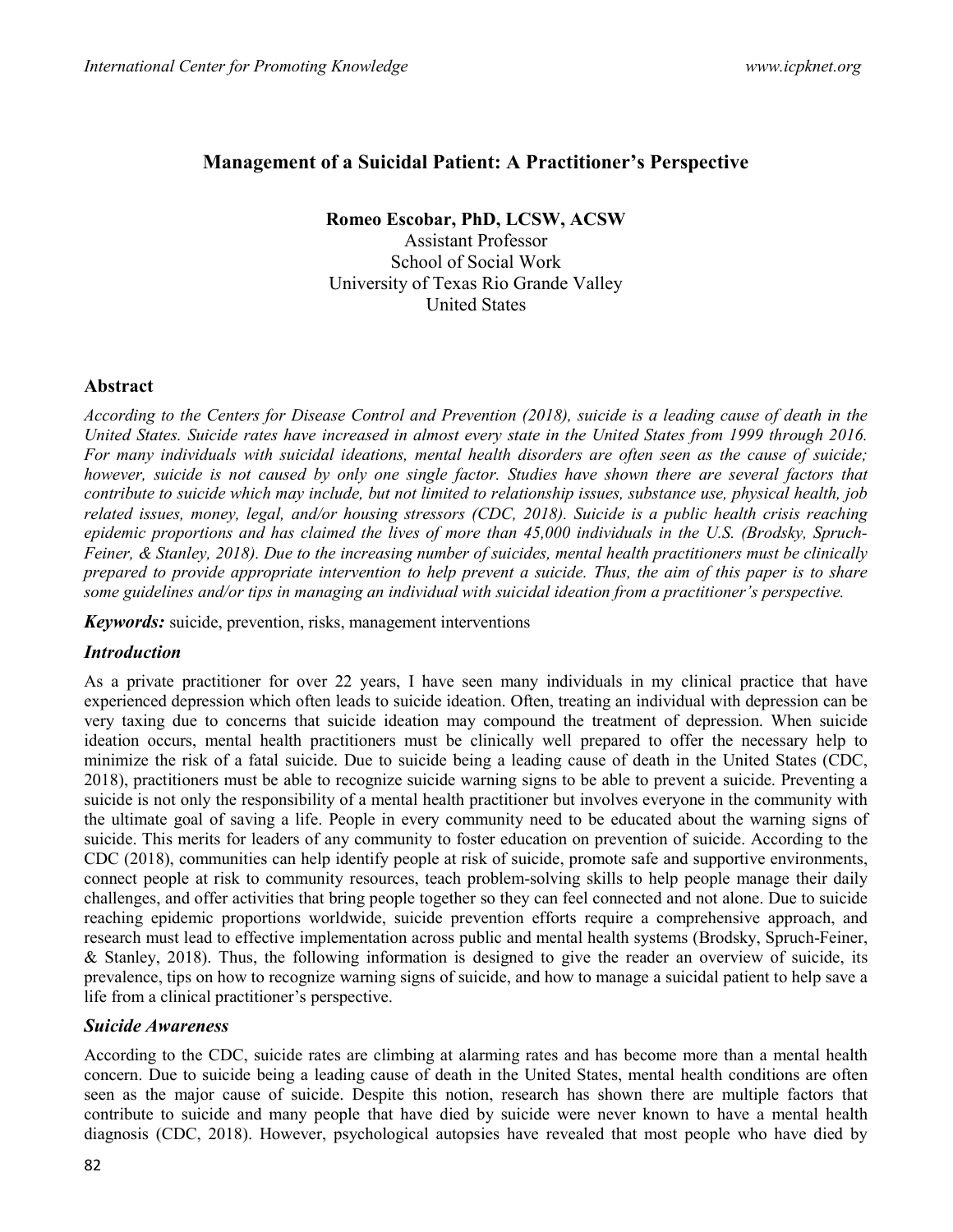# Management of a Suicidal Patient: A Practitioner's Perspective

**Romeo Escobar, PhD, LCSW, ACSW**
Assistant Professor
School of Social Work
University of Texas Rio Grande Valley
United States

## Abstract

*According to the Centers for Disease Control and Prevention (2018), suicide is a leading cause of death in the United States. Suicide rates have increased in almost every state in the United States from 1999 through 2016. For many individuals with suicidal ideations, mental health disorders are often seen as the cause of suicide; however, suicide is not caused by only one single factor. Studies have shown there are several factors that contribute to suicide which may include, but not limited to relationship issues, substance use, physical health, job related issues, money, legal, and/or housing stressors (CDC, 2018). Suicide is a public health crisis reaching epidemic proportions and has claimed the lives of more than 45,000 individuals in the U.S. (Brodsky, Spruch-Feiner, & Stanley, 2018). Due to the increasing number of suicides, mental health practitioners must be clinically prepared to provide appropriate intervention to help prevent a suicide. Thus, the aim of this paper is to share some guidelines and/or tips in managing an individual with suicidal ideation from a practitioner's perspective.*

***Keywords:*** suicide, prevention, risks, management interventions

## *Introduction*

As a private practitioner for over 22 years, I have seen many individuals in my clinical practice that have experienced depression which often leads to suicide ideation. Often, treating an individual with depression can be very taxing due to concerns that suicide ideation may compound the treatment of depression. When suicide ideation occurs, mental health practitioners must be clinically well prepared to offer the necessary help to minimize the risk of a fatal suicide. Due to suicide being a leading cause of death in the United States (CDC, 2018), practitioners must be able to recognize suicide warning signs to be able to prevent a suicide. Preventing a suicide is not only the responsibility of a mental health practitioner but involves everyone in the community with the ultimate goal of saving a life. People in every community need to be educated about the warning signs of suicide. This merits for leaders of any community to foster education on prevention of suicide. According to the CDC (2018), communities can help identify people at risk of suicide, promote safe and supportive environments, connect people at risk to community resources, teach problem-solving skills to help people manage their daily challenges, and offer activities that bring people together so they can feel connected and not alone. Due to suicide reaching epidemic proportions worldwide, suicide prevention efforts require a comprehensive approach, and research must lead to effective implementation across public and mental health systems (Brodsky, Spruch-Feiner, & Stanley, 2018). Thus, the following information is designed to give the reader an overview of suicide, its prevalence, tips on how to recognize warning signs of suicide, and how to manage a suicidal patient to help save a life from a clinical practitioner's perspective.

## *Suicide Awareness*

According to the CDC, suicide rates are climbing at alarming rates and has become more than a mental health concern. Due to suicide being a leading cause of death in the United States, mental health conditions are often seen as the major cause of suicide. Despite this notion, research has shown there are multiple factors that contribute to suicide and many people that have died by suicide were never known to have a mental health diagnosis (CDC, 2018). However, psychological autopsies have revealed that most people who have died by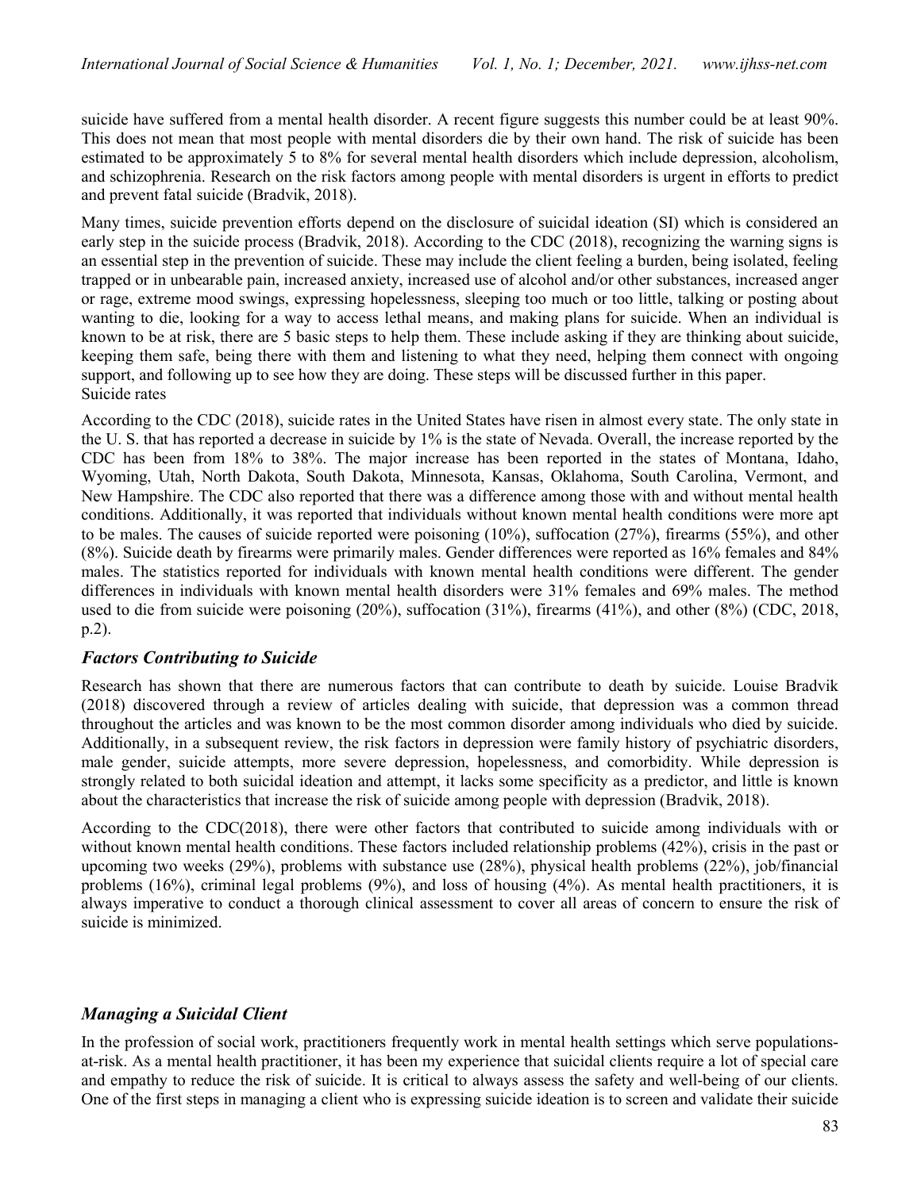suicide have suffered from a mental health disorder. A recent figure suggests this number could be at least 90%. This does not mean that most people with mental disorders die by their own hand. The risk of suicide has been estimated to be approximately 5 to 8% for several mental health disorders which include depression, alcoholism, and schizophrenia. Research on the risk factors among people with mental disorders is urgent in efforts to predict and prevent fatal suicide (Bradvik, 2018).

Many times, suicide prevention efforts depend on the disclosure of suicidal ideation (SI) which is considered an early step in the suicide process (Bradvik, 2018). According to the CDC (2018), recognizing the warning signs is an essential step in the prevention of suicide. These may include the client feeling a burden, being isolated, feeling trapped or in unbearable pain, increased anxiety, increased use of alcohol and/or other substances, increased anger or rage, extreme mood swings, expressing hopelessness, sleeping too much or too little, talking or posting about wanting to die, looking for a way to access lethal means, and making plans for suicide. When an individual is known to be at risk, there are 5 basic steps to help them. These include asking if they are thinking about suicide, keeping them safe, being there with them and listening to what they need, helping them connect with ongoing support, and following up to see how they are doing. These steps will be discussed further in this paper.

Suicide rates

According to the CDC (2018), suicide rates in the United States have risen in almost every state. The only state in the U. S. that has reported a decrease in suicide by 1% is the state of Nevada. Overall, the increase reported by the CDC has been from 18% to 38%. The major increase has been reported in the states of Montana, Idaho, Wyoming, Utah, North Dakota, South Dakota, Minnesota, Kansas, Oklahoma, South Carolina, Vermont, and New Hampshire. The CDC also reported that there was a difference among those with and without mental health conditions. Additionally, it was reported that individuals without known mental health conditions were more apt to be males. The causes of suicide reported were poisoning (10%), suffocation (27%), firearms (55%), and other (8%). Suicide death by firearms were primarily males. Gender differences were reported as 16% females and 84% males. The statistics reported for individuals with known mental health conditions were different. The gender differences in individuals with known mental health disorders were 31% females and 69% males. The method used to die from suicide were poisoning (20%), suffocation (31%), firearms (41%), and other (8%) (CDC, 2018, p.2).

### *Factors Contributing to Suicide*

Research has shown that there are numerous factors that can contribute to death by suicide. Louise Bradvik (2018) discovered through a review of articles dealing with suicide, that depression was a common thread throughout the articles and was known to be the most common disorder among individuals who died by suicide. Additionally, in a subsequent review, the risk factors in depression were family history of psychiatric disorders, male gender, suicide attempts, more severe depression, hopelessness, and comorbidity. While depression is strongly related to both suicidal ideation and attempt, it lacks some specificity as a predictor, and little is known about the characteristics that increase the risk of suicide among people with depression (Bradvik, 2018).

According to the CDC(2018), there were other factors that contributed to suicide among individuals with or without known mental health conditions. These factors included relationship problems (42%), crisis in the past or upcoming two weeks (29%), problems with substance use (28%), physical health problems (22%), job/financial problems (16%), criminal legal problems (9%), and loss of housing (4%). As mental health practitioners, it is always imperative to conduct a thorough clinical assessment to cover all areas of concern to ensure the risk of suicide is minimized.

### *Managing a Suicidal Client*

In the profession of social work, practitioners frequently work in mental health settings which serve populations-at-risk. As a mental health practitioner, it has been my experience that suicidal clients require a lot of special care and empathy to reduce the risk of suicide. It is critical to always assess the safety and well-being of our clients. One of the first steps in managing a client who is expressing suicide ideation is to screen and validate their suicide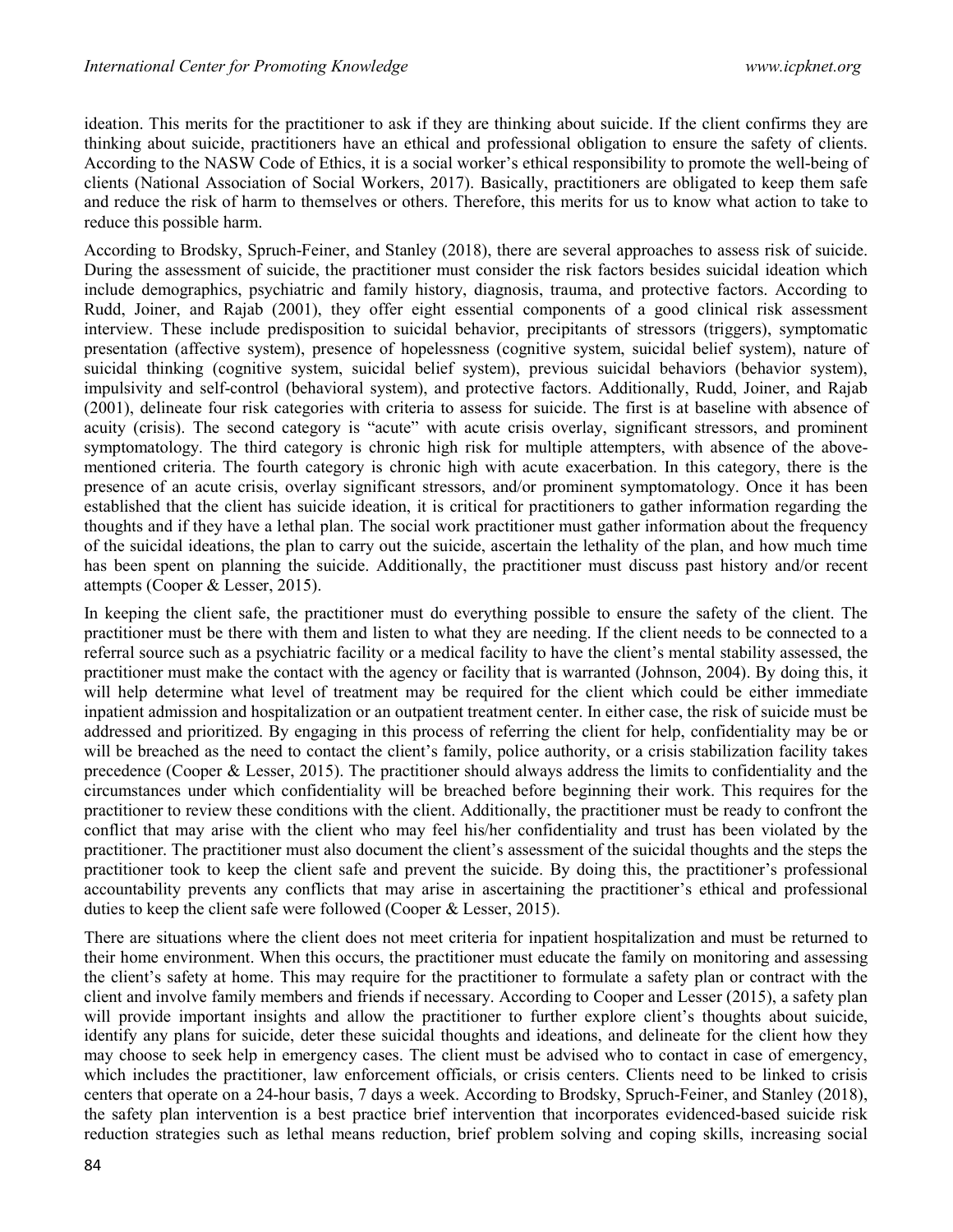ideation. This merits for the practitioner to ask if they are thinking about suicide. If the client confirms they are thinking about suicide, practitioners have an ethical and professional obligation to ensure the safety of clients. According to the NASW Code of Ethics, it is a social worker's ethical responsibility to promote the well-being of clients (National Association of Social Workers, 2017). Basically, practitioners are obligated to keep them safe and reduce the risk of harm to themselves or others. Therefore, this merits for us to know what action to take to reduce this possible harm.

According to Brodsky, Spruch-Feiner, and Stanley (2018), there are several approaches to assess risk of suicide. During the assessment of suicide, the practitioner must consider the risk factors besides suicidal ideation which include demographics, psychiatric and family history, diagnosis, trauma, and protective factors. According to Rudd, Joiner, and Rajab (2001), they offer eight essential components of a good clinical risk assessment interview. These include predisposition to suicidal behavior, precipitants of stressors (triggers), symptomatic presentation (affective system), presence of hopelessness (cognitive system, suicidal belief system), nature of suicidal thinking (cognitive system, suicidal belief system), previous suicidal behaviors (behavior system), impulsivity and self-control (behavioral system), and protective factors. Additionally, Rudd, Joiner, and Rajab (2001), delineate four risk categories with criteria to assess for suicide. The first is at baseline with absence of acuity (crisis). The second category is "acute" with acute crisis overlay, significant stressors, and prominent symptomatology. The third category is chronic high risk for multiple attempters, with absence of the above-mentioned criteria. The fourth category is chronic high with acute exacerbation. In this category, there is the presence of an acute crisis, overlay significant stressors, and/or prominent symptomatology. Once it has been established that the client has suicide ideation, it is critical for practitioners to gather information regarding the thoughts and if they have a lethal plan. The social work practitioner must gather information about the frequency of the suicidal ideations, the plan to carry out the suicide, ascertain the lethality of the plan, and how much time has been spent on planning the suicide. Additionally, the practitioner must discuss past history and/or recent attempts (Cooper & Lesser, 2015).

In keeping the client safe, the practitioner must do everything possible to ensure the safety of the client. The practitioner must be there with them and listen to what they are needing. If the client needs to be connected to a referral source such as a psychiatric facility or a medical facility to have the client's mental stability assessed, the practitioner must make the contact with the agency or facility that is warranted (Johnson, 2004). By doing this, it will help determine what level of treatment may be required for the client which could be either immediate inpatient admission and hospitalization or an outpatient treatment center. In either case, the risk of suicide must be addressed and prioritized. By engaging in this process of referring the client for help, confidentiality may be or will be breached as the need to contact the client's family, police authority, or a crisis stabilization facility takes precedence (Cooper & Lesser, 2015). The practitioner should always address the limits to confidentiality and the circumstances under which confidentiality will be breached before beginning their work. This requires for the practitioner to review these conditions with the client. Additionally, the practitioner must be ready to confront the conflict that may arise with the client who may feel his/her confidentiality and trust has been violated by the practitioner. The practitioner must also document the client's assessment of the suicidal thoughts and the steps the practitioner took to keep the client safe and prevent the suicide. By doing this, the practitioner's professional accountability prevents any conflicts that may arise in ascertaining the practitioner's ethical and professional duties to keep the client safe were followed (Cooper & Lesser, 2015).

There are situations where the client does not meet criteria for inpatient hospitalization and must be returned to their home environment. When this occurs, the practitioner must educate the family on monitoring and assessing the client's safety at home. This may require for the practitioner to formulate a safety plan or contract with the client and involve family members and friends if necessary. According to Cooper and Lesser (2015), a safety plan will provide important insights and allow the practitioner to further explore client's thoughts about suicide, identify any plans for suicide, deter these suicidal thoughts and ideations, and delineate for the client how they may choose to seek help in emergency cases. The client must be advised who to contact in case of emergency, which includes the practitioner, law enforcement officials, or crisis centers. Clients need to be linked to crisis centers that operate on a 24-hour basis, 7 days a week. According to Brodsky, Spruch-Feiner, and Stanley (2018), the safety plan intervention is a best practice brief intervention that incorporates evidenced-based suicide risk reduction strategies such as lethal means reduction, brief problem solving and coping skills, increasing social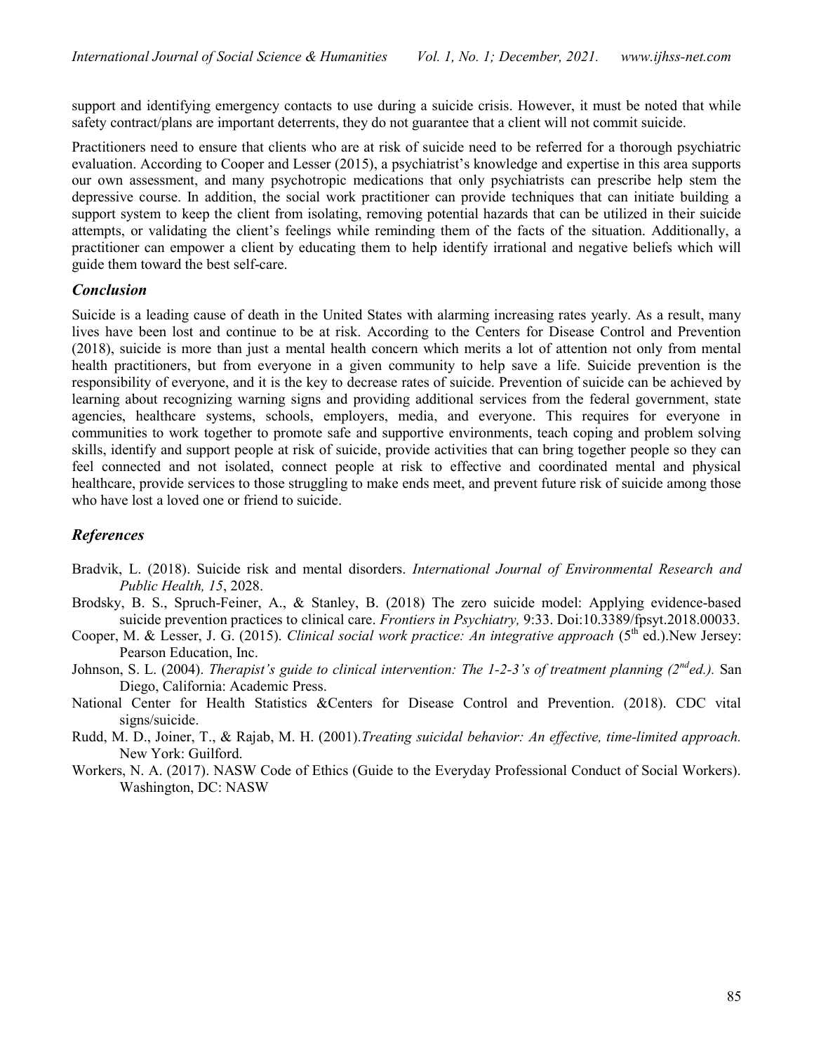support and identifying emergency contacts to use during a suicide crisis. However, it must be noted that while safety contract/plans are important deterrents, they do not guarantee that a client will not commit suicide.

Practitioners need to ensure that clients who are at risk of suicide need to be referred for a thorough psychiatric evaluation. According to Cooper and Lesser (2015), a psychiatrist's knowledge and expertise in this area supports our own assessment, and many psychotropic medications that only psychiatrists can prescribe help stem the depressive course. In addition, the social work practitioner can provide techniques that can initiate building a support system to keep the client from isolating, removing potential hazards that can be utilized in their suicide attempts, or validating the client's feelings while reminding them of the facts of the situation. Additionally, a practitioner can empower a client by educating them to help identify irrational and negative beliefs which will guide them toward the best self-care.

## *Conclusion*

Suicide is a leading cause of death in the United States with alarming increasing rates yearly. As a result, many lives have been lost and continue to be at risk. According to the Centers for Disease Control and Prevention (2018), suicide is more than just a mental health concern which merits a lot of attention not only from mental health practitioners, but from everyone in a given community to help save a life. Suicide prevention is the responsibility of everyone, and it is the key to decrease rates of suicide. Prevention of suicide can be achieved by learning about recognizing warning signs and providing additional services from the federal government, state agencies, healthcare systems, schools, employers, media, and everyone. This requires for everyone in communities to work together to promote safe and supportive environments, teach coping and problem solving skills, identify and support people at risk of suicide, provide activities that can bring together people so they can feel connected and not isolated, connect people at risk to effective and coordinated mental and physical healthcare, provide services to those struggling to make ends meet, and prevent future risk of suicide among those who have lost a loved one or friend to suicide.

## *References*

Bradvik, L. (2018). Suicide risk and mental disorders. *International Journal of Environmental Research and Public Health, 15*, 2028.

Brodsky, B. S., Spruch-Feiner, A., & Stanley, B. (2018) The zero suicide model: Applying evidence-based suicide prevention practices to clinical care. *Frontiers in Psychiatry,* 9:33. Doi:10.3389/fpsyt.2018.00033.

Cooper, M. & Lesser, J. G. (2015). *Clinical social work practice: An integrative approach* (5th ed.).New Jersey: Pearson Education, Inc.

Johnson, S. L. (2004). *Therapist's guide to clinical intervention: The 1-2-3's of treatment planning (2nd ed.).* San Diego, California: Academic Press.

National Center for Health Statistics &Centers for Disease Control and Prevention. (2018). CDC vital signs/suicide.

Rudd, M. D., Joiner, T., & Rajab, M. H. (2001).*Treating suicidal behavior: An effective, time-limited approach.* New York: Guilford.

Workers, N. A. (2017). NASW Code of Ethics (Guide to the Everyday Professional Conduct of Social Workers). Washington, DC: NASW